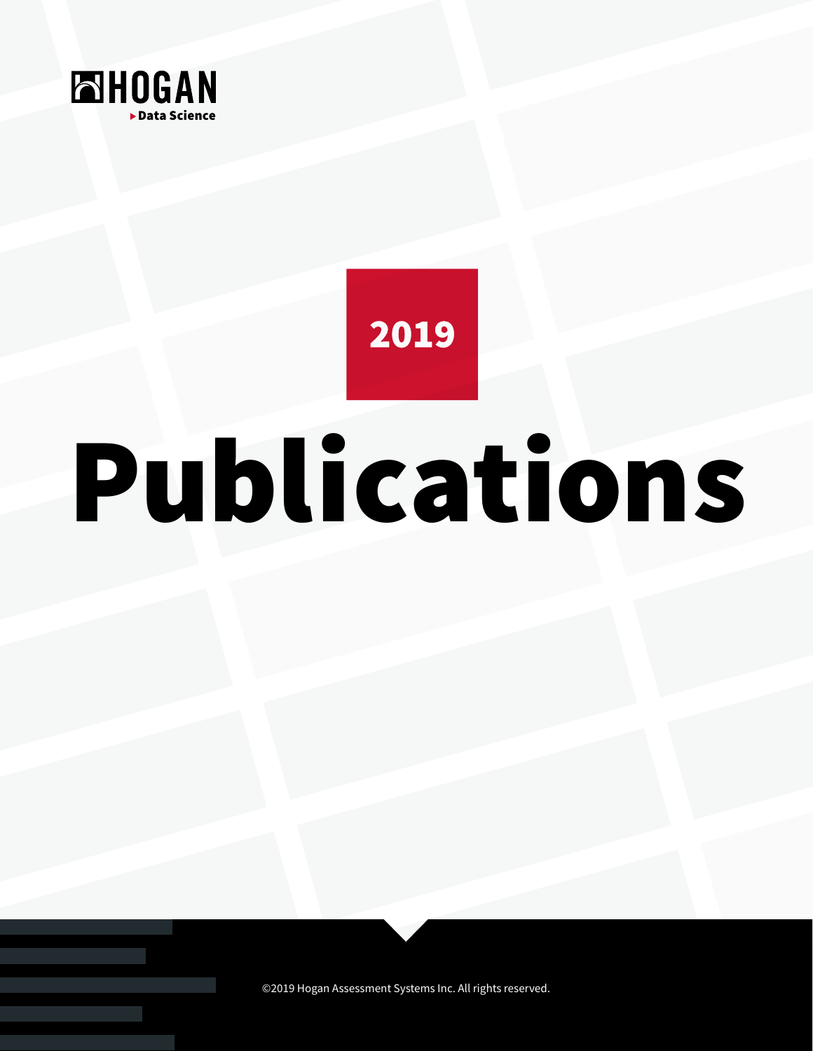HOGAN

Data Science

2019

# Publications

©2019 Hogan Assessment Systems Inc. All rights reserved.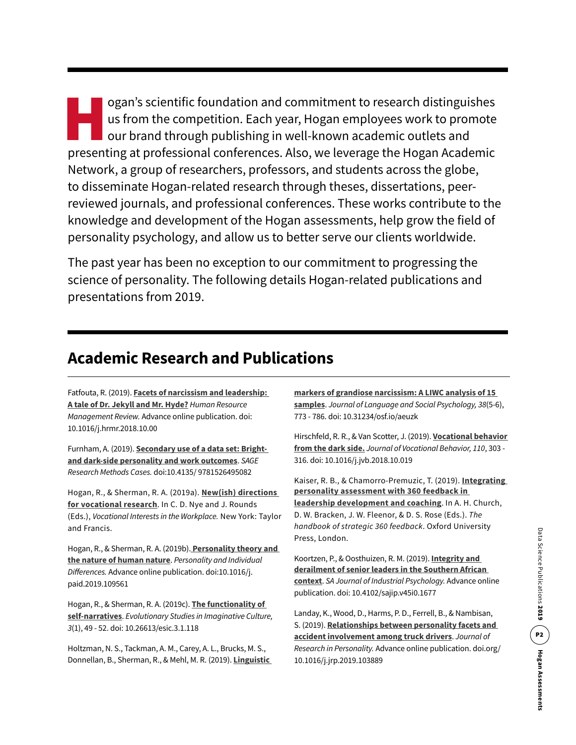Hogan's scientific foundation and commitment to research distinguishes us from the competition. Each year, Hogan employees work to promote our brand through publishing in well-known academic outlets and presenting at professional conferences. Also, we leverage the Hogan Academic Network, a group of researchers, professors, and students across the globe, to disseminate Hogan-related research through theses, dissertations, peer-reviewed journals, and professional conferences. These works contribute to the knowledge and development of the Hogan assessments, help grow the field of personality psychology, and allow us to better serve our clients worldwide.

The past year has been no exception to our commitment to progressing the science of personality. The following details Hogan-related publications and presentations from 2019.

## Academic Research and Publications

Fatfouta, R. (2019). **Facets of narcissism and leadership: A tale of Dr. Jekyll and Mr. Hyde?** *Human Resource Management Review.* Advance online publication. doi: 10.1016/j.hrmr.2018.10.00

Furnham, A. (2019). **Secondary use of a data set: Bright- and dark-side personality and work outcomes**. *SAGE Research Methods Cases.* doi:10.4135/ 9781526495082

Hogan, R., & Sherman, R. A. (2019a). **New(ish) directions for vocational research**. In C. D. Nye and J. Rounds (Eds.), *Vocational Interests in the Workplace.* New York: Taylor and Francis.

Hogan, R., & Sherman, R. A. (2019b). **Personality theory and the nature of human nature**. *Personality and Individual Differences.* Advance online publication. doi:10.1016/j.paid.2019.109561

Hogan, R., & Sherman, R. A. (2019c). **The functionality of self-narratives**. *Evolutionary Studies in Imaginative Culture, 3*(1), 49 - 52. doi: 10.26613/esic.3.1.118

Holtzman, N. S., Tackman, A. M., Carey, A. L., Brucks, M. S., Donnellan, B., Sherman, R., & Mehl, M. R. (2019). **Linguistic markers of grandiose narcissism: A LIWC analysis of 15 samples**. *Journal of Language and Social Psychology, 38*(5-6), 773 - 786. doi: 10.31234/osf.io/aeuzk

Hirschfeld, R. R., & Van Scotter, J. (2019). **Vocational behavior from the dark side.** *Journal of Vocational Behavior, 110*, 303 - 316. doi: 10.1016/j.jvb.2018.10.019

Kaiser, R. B., & Chamorro-Premuzic, T. (2019). **Integrating personality assessment with 360 feedback in leadership development and coaching**. In A. H. Church, D. W. Bracken, J. W. Fleenor, & D. S. Rose (Eds.). *The handbook of strategic 360 feedback*. Oxford University Press, London.

Koortzen, P., & Oosthuizen, R. M. (2019). **Integrity and derailment of senior leaders in the Southern African context**. *SA Journal of Industrial Psychology.* Advance online publication. doi: 10.4102/sajip.v45i0.1677

Landay, K., Wood, D., Harms, P. D., Ferrell, B., & Nambisan, S. (2019). **Relationships between personality facets and accident involvement among truck drivers**. *Journal of Research in Personality.* Advance online publication. doi.org/ 10.1016/j.jrp.2019.103889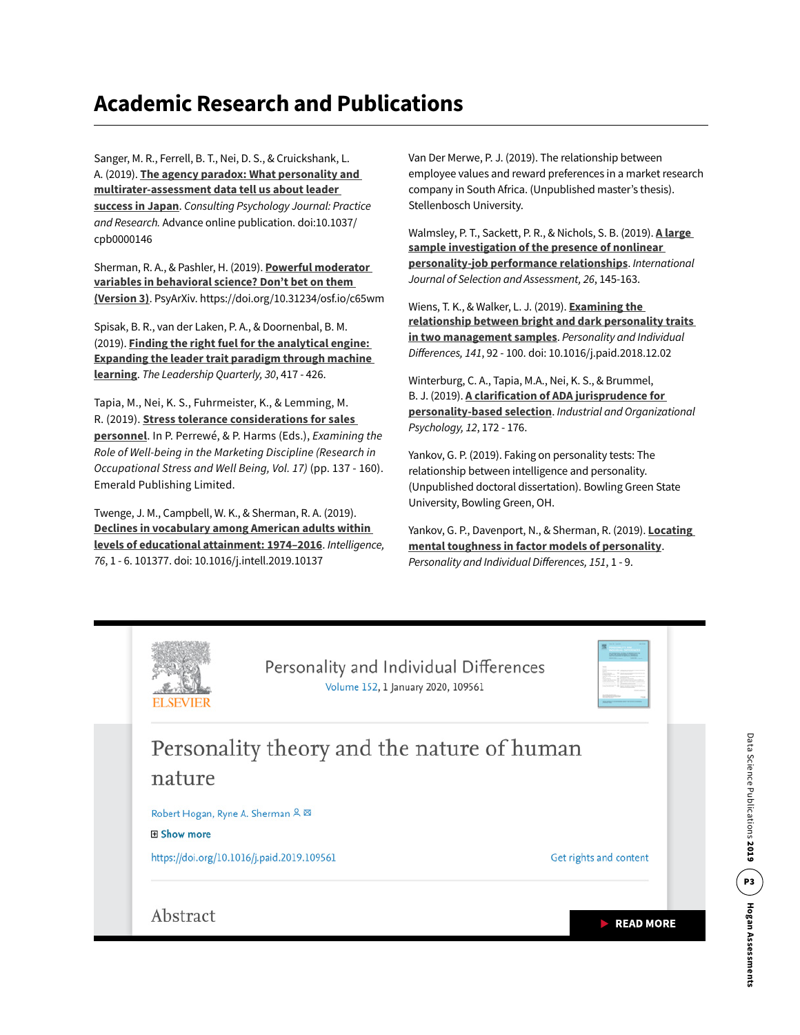# Academic Research and Publications

Sanger, M. R., Ferrell, B. T., Nei, D. S., & Cruickshank, L. A. (2019). **The agency paradox: What personality and multirater-assessment data tell us about leader success in Japan**. *Consulting Psychology Journal: Practice and Research.* Advance online publication. doi:10.1037/cpb0000146

Sherman, R. A., & Pashler, H. (2019). **Powerful moderator variables in behavioral science? Don't bet on them (Version 3)**. PsyArXiv. https://doi.org/10.31234/osf.io/c65wm

Spisak, B. R., van der Laken, P. A., & Doornenbal, B. M. (2019). **Finding the right fuel for the analytical engine: Expanding the leader trait paradigm through machine learning**. *The Leadership Quarterly, 30*, 417 - 426.

Tapia, M., Nei, K. S., Fuhrmeister, K., & Lemming, M. R. (2019). **Stress tolerance considerations for sales personnel**. In P. Perrewé, & P. Harms (Eds.), *Examining the Role of Well-being in the Marketing Discipline (Research in Occupational Stress and Well Being, Vol. 17)* (pp. 137 - 160). Emerald Publishing Limited.

Twenge, J. M., Campbell, W. K., & Sherman, R. A. (2019). **Declines in vocabulary among American adults within levels of educational attainment: 1974–2016**. *Intelligence, 76*, 1 - 6. 101377. doi: 10.1016/j.intell.2019.10137

Van Der Merwe, P. J. (2019). The relationship between employee values and reward preferences in a market research company in South Africa. (Unpublished master's thesis). Stellenbosch University.

Walmsley, P. T., Sackett, P. R., & Nichols, S. B. (2019). **A large sample investigation of the presence of nonlinear personality-job performance relationships**. *International Journal of Selection and Assessment, 26*, 145-163.

Wiens, T. K., & Walker, L. J. (2019). **Examining the relationship between bright and dark personality traits in two management samples**. *Personality and Individual Differences, 141*, 92 - 100. doi: 10.1016/j.paid.2018.12.02

Winterburg, C. A., Tapia, M.A., Nei, K. S., & Brummel, B. J. (2019). **A clarification of ADA jurisprudence for personality-based selection**. *Industrial and Organizational Psychology, 12*, 172 - 176.

Yankov, G. P. (2019). Faking on personality tests: The relationship between intelligence and personality. (Unpublished doctoral dissertation). Bowling Green State University, Bowling Green, OH.

Yankov, G. P., Davenport, N., & Sherman, R. (2019). **Locating mental toughness in factor models of personality**. *Personality and Individual Differences, 151*, 1 - 9.

ELSEVIER

Personality and Individual Differences
Volume 152, 1 January 2020, 109561

## Personality theory and the nature of human nature

Robert Hogan, Ryne A. Sherman

Show more

https://doi.org/10.1016/j.paid.2019.109561

Get rights and content

Abstract

READ MORE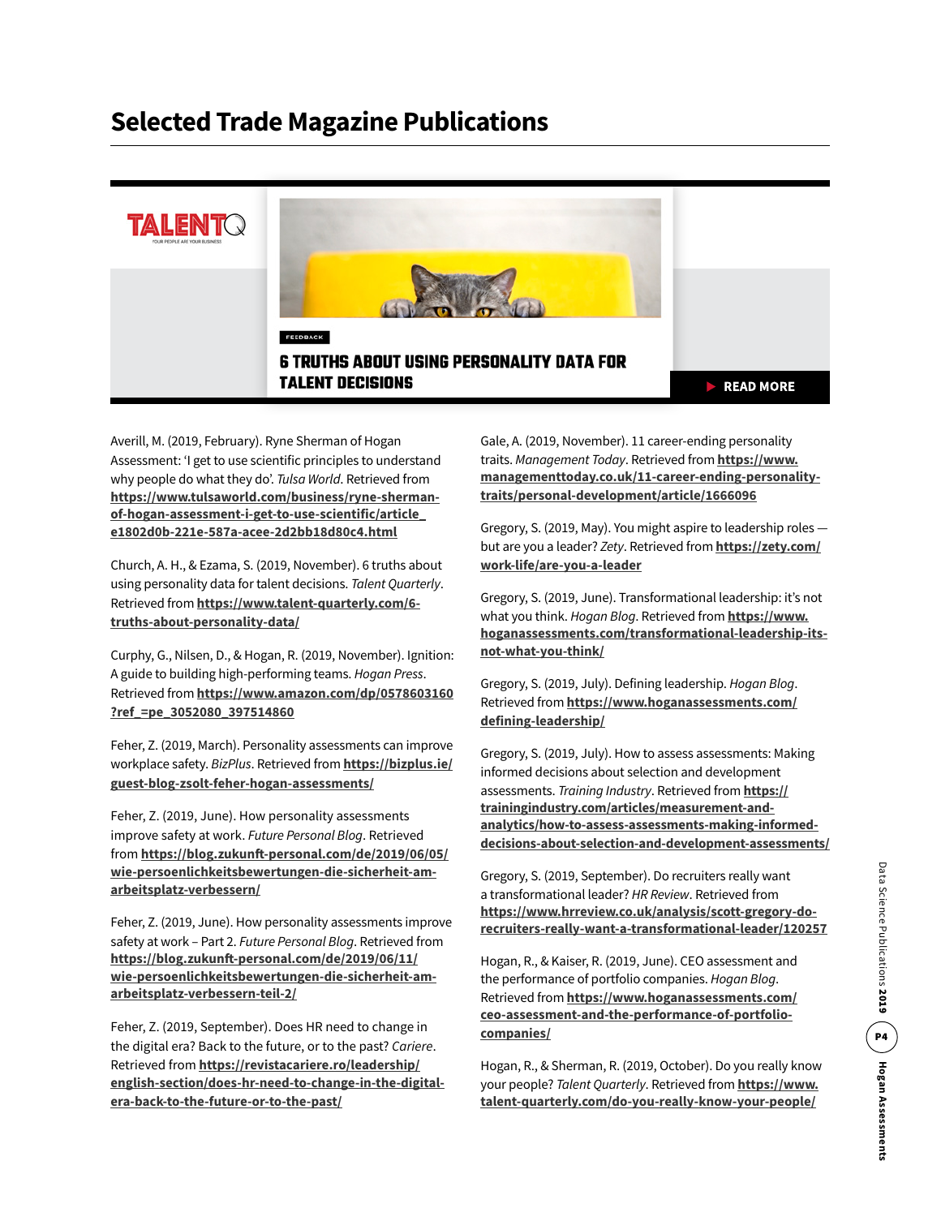# Selected Trade Magazine Publications

TALENTQ
YOUR PEOPLE ARE YOUR BUSINESS

FEEDBACK

**6 TRUTHS ABOUT USING PERSONALITY DATA FOR TALENT DECISIONS**

READ MORE

Averill, M. (2019, February). Ryne Sherman of Hogan Assessment: 'I get to use scientific principles to understand why people do what they do'. *Tulsa World*. Retrieved from **https://www.tulsaworld.com/business/ryne-sherman-of-hogan-assessment-i-get-to-use-scientific/article_e1802d0b-221e-587a-acee-2d2bb18d80c4.html**

Church, A. H., & Ezama, S. (2019, November). 6 truths about using personality data for talent decisions. *Talent Quarterly*. Retrieved from **https://www.talent-quarterly.com/6-truths-about-personality-data/**

Curphy, G., Nilsen, D., & Hogan, R. (2019, November). Ignition: A guide to building high-performing teams. *Hogan Press*. Retrieved from **https://www.amazon.com/dp/0578603160?ref_=pe_3052080_397514860**

Feher, Z. (2019, March). Personality assessments can improve workplace safety. *BizPlus*. Retrieved from **https://bizplus.ie/guest-blog-zsolt-feher-hogan-assessments/**

Feher, Z. (2019, June). How personality assessments improve safety at work. *Future Personal Blog*. Retrieved from **https://blog.zukunft-personal.com/de/2019/06/05/wie-persoenlichkeitsbewertungen-die-sicherheit-am-arbeitsplatz-verbessern/**

Feher, Z. (2019, June). How personality assessments improve safety at work – Part 2. *Future Personal Blog*. Retrieved from **https://blog.zukunft-personal.com/de/2019/06/11/wie-persoenlichkeitsbewertungen-die-sicherheit-am-arbeitsplatz-verbessern-teil-2/**

Feher, Z. (2019, September). Does HR need to change in the digital era? Back to the future, or to the past? *Cariere*. Retrieved from **https://revistacariere.ro/leadership/english-section/does-hr-need-to-change-in-the-digital-era-back-to-the-future-or-to-the-past/**

Gale, A. (2019, November). 11 career-ending personality traits. *Management Today*. Retrieved from **https://www.managementtoday.co.uk/11-career-ending-personality-traits/personal-development/article/1666096**

Gregory, S. (2019, May). You might aspire to leadership roles — but are you a leader? *Zety*. Retrieved from **https://zety.com/work-life/are-you-a-leader**

Gregory, S. (2019, June). Transformational leadership: it's not what you think. *Hogan Blog*. Retrieved from **https://www.hoganassessments.com/transformational-leadership-its-not-what-you-think/**

Gregory, S. (2019, July). Defining leadership. *Hogan Blog*. Retrieved from **https://www.hoganassessments.com/defining-leadership/**

Gregory, S. (2019, July). How to assess assessments: Making informed decisions about selection and development assessments. *Training Industry*. Retrieved from **https://trainingindustry.com/articles/measurement-and-analytics/how-to-assess-assessments-making-informed-decisions-about-selection-and-development-assessments/**

Gregory, S. (2019, September). Do recruiters really want a transformational leader? *HR Review*. Retrieved from **https://www.hrreview.co.uk/analysis/scott-gregory-do-recruiters-really-want-a-transformational-leader/120257**

Hogan, R., & Kaiser, R. (2019, June). CEO assessment and the performance of portfolio companies. *Hogan Blog*. Retrieved from **https://www.hoganassessments.com/ceo-assessment-and-the-performance-of-portfolio-companies/**

Hogan, R., & Sherman, R. (2019, October). Do you really know your people? *Talent Quarterly*. Retrieved from **https://www.talent-quarterly.com/do-you-really-know-your-people/**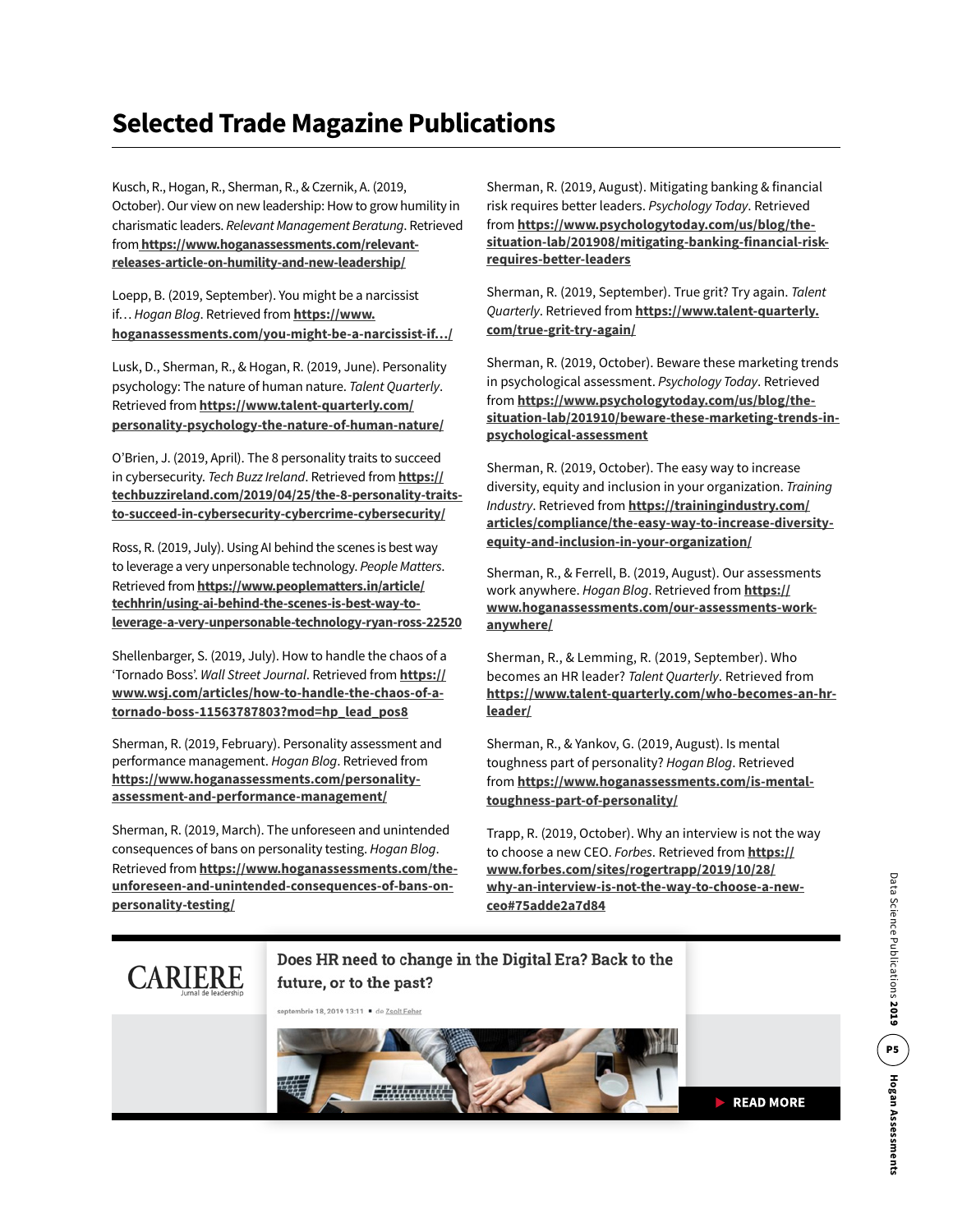# Selected Trade Magazine Publications

Kusch, R., Hogan, R., Sherman, R., & Czernik, A. (2019, October). Our view on new leadership: How to grow humility in charismatic leaders. *Relevant Management Beratung*. Retrieved from **https://www.hoganassessments.com/relevant-releases-article-on-humility-and-new-leadership/**

Loepp, B. (2019, September). You might be a narcissist if… *Hogan Blog*. Retrieved from **https://www.hoganassessments.com/you-might-be-a-narcissist-if.../**

Lusk, D., Sherman, R., & Hogan, R. (2019, June). Personality psychology: The nature of human nature. *Talent Quarterly*. Retrieved from **https://www.talent-quarterly.com/personality-psychology-the-nature-of-human-nature/**

O'Brien, J. (2019, April). The 8 personality traits to succeed in cybersecurity. *Tech Buzz Ireland*. Retrieved from **https://techbuzzireland.com/2019/04/25/the-8-personality-traits-to-succeed-in-cybersecurity-cybercrime-cybersecurity/**

Ross, R. (2019, July). Using AI behind the scenes is best way to leverage a very unpersonable technology. *People Matters*. Retrieved from **https://www.peoplematters.in/article/techhrin/using-ai-behind-the-scenes-is-best-way-to-leverage-a-very-unpersonable-technology-ryan-ross-22520**

Shellenbarger, S. (2019, July). How to handle the chaos of a 'Tornado Boss'. *Wall Street Journal*. Retrieved from **https://www.wsj.com/articles/how-to-handle-the-chaos-of-a-tornado-boss-11563787803?mod=hp_lead_pos8**

Sherman, R. (2019, February). Personality assessment and performance management. *Hogan Blog*. Retrieved from **https://www.hoganassessments.com/personality-assessment-and-performance-management/**

Sherman, R. (2019, March). The unforeseen and unintended consequences of bans on personality testing. *Hogan Blog*. Retrieved from **https://www.hoganassessments.com/the-unforeseen-and-unintended-consequences-of-bans-on-personality-testing/**

Sherman, R. (2019, August). Mitigating banking & financial risk requires better leaders. *Psychology Today*. Retrieved from **https://www.psychologytoday.com/us/blog/the-situation-lab/201908/mitigating-banking-financial-risk-requires-better-leaders**

Sherman, R. (2019, September). True grit? Try again. *Talent Quarterly*. Retrieved from **https://www.talent-quarterly.com/true-grit-try-again/**

Sherman, R. (2019, October). Beware these marketing trends in psychological assessment. *Psychology Today*. Retrieved from **https://www.psychologytoday.com/us/blog/the-situation-lab/201910/beware-these-marketing-trends-in-psychological-assessment**

Sherman, R. (2019, October). The easy way to increase diversity, equity and inclusion in your organization. *Training Industry*. Retrieved from **https://trainingindustry.com/articles/compliance/the-easy-way-to-increase-diversity-equity-and-inclusion-in-your-organization/**

Sherman, R., & Ferrell, B. (2019, August). Our assessments work anywhere. *Hogan Blog*. Retrieved from **https://www.hoganassessments.com/our-assessments-work-anywhere/**

Sherman, R., & Lemming, R. (2019, September). Who becomes an HR leader? *Talent Quarterly*. Retrieved from **https://www.talent-quarterly.com/who-becomes-an-hr-leader/**

Sherman, R., & Yankov, G. (2019, August). Is mental toughness part of personality? *Hogan Blog*. Retrieved from **https://www.hoganassessments.com/is-mental-toughness-part-of-personality/**

Trapp, R. (2019, October). Why an interview is not the way to choose a new CEO. *Forbes*. Retrieved from **https://www.forbes.com/sites/rogertrapp/2019/10/28/why-an-interview-is-not-the-way-to-choose-a-new-ceo#75adde2a7d84**

CARIERE
Jurnal de leadership

**Does HR need to change in the Digital Era? Back to the future, or to the past?**

septembrie 18, 2019 13:11 ▪ de Zsolt Feher

**READ MORE**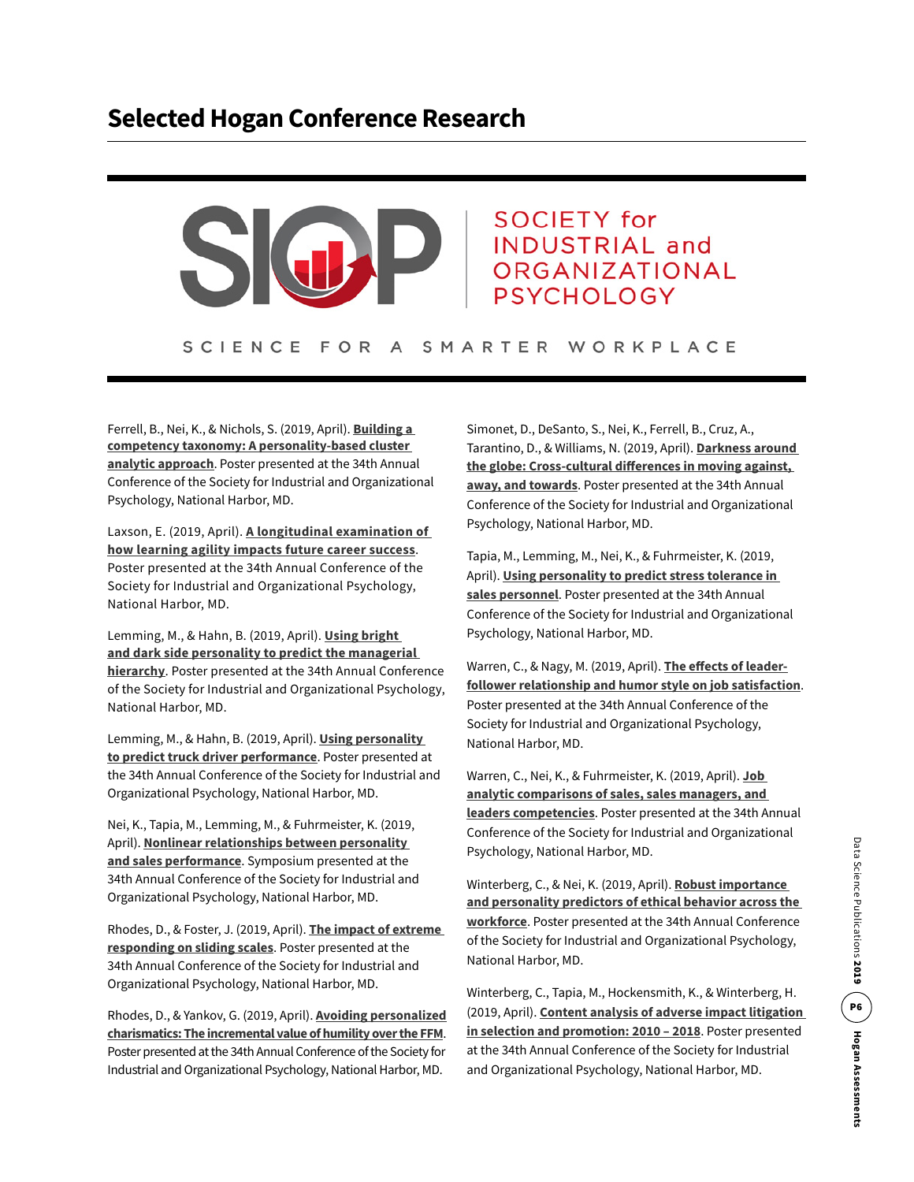# Selected Hogan Conference Research

SOCIETY for INDUSTRIAL and ORGANIZATIONAL PSYCHOLOGY

SCIENCE FOR A SMARTER WORKPLACE

Ferrell, B., Nei, K., & Nichols, S. (2019, April). **Building a competency taxonomy: A personality-based cluster analytic approach**. Poster presented at the 34th Annual Conference of the Society for Industrial and Organizational Psychology, National Harbor, MD.

Laxson, E. (2019, April). **A longitudinal examination of how learning agility impacts future career success**. Poster presented at the 34th Annual Conference of the Society for Industrial and Organizational Psychology, National Harbor, MD.

Lemming, M., & Hahn, B. (2019, April). **Using bright and dark side personality to predict the managerial hierarchy**. Poster presented at the 34th Annual Conference of the Society for Industrial and Organizational Psychology, National Harbor, MD.

Lemming, M., & Hahn, B. (2019, April). **Using personality to predict truck driver performance**. Poster presented at the 34th Annual Conference of the Society for Industrial and Organizational Psychology, National Harbor, MD.

Nei, K., Tapia, M., Lemming, M., & Fuhrmeister, K. (2019, April). **Nonlinear relationships between personality and sales performance**. Symposium presented at the 34th Annual Conference of the Society for Industrial and Organizational Psychology, National Harbor, MD.

Rhodes, D., & Foster, J. (2019, April). **The impact of extreme responding on sliding scales**. Poster presented at the 34th Annual Conference of the Society for Industrial and Organizational Psychology, National Harbor, MD.

Rhodes, D., & Yankov, G. (2019, April). **Avoiding personalized charismatics: The incremental value of humility over the FFM**. Poster presented at the 34th Annual Conference of the Society for Industrial and Organizational Psychology, National Harbor, MD.

Simonet, D., DeSanto, S., Nei, K., Ferrell, B., Cruz, A., Tarantino, D., & Williams, N. (2019, April). **Darkness around the globe: Cross-cultural differences in moving against, away, and towards**. Poster presented at the 34th Annual Conference of the Society for Industrial and Organizational Psychology, National Harbor, MD.

Tapia, M., Lemming, M., Nei, K., & Fuhrmeister, K. (2019, April). **Using personality to predict stress tolerance in sales personnel**. Poster presented at the 34th Annual Conference of the Society for Industrial and Organizational Psychology, National Harbor, MD.

Warren, C., & Nagy, M. (2019, April). **The effects of leader-follower relationship and humor style on job satisfaction**. Poster presented at the 34th Annual Conference of the Society for Industrial and Organizational Psychology, National Harbor, MD.

Warren, C., Nei, K., & Fuhrmeister, K. (2019, April). **Job analytic comparisons of sales, sales managers, and leaders competencies**. Poster presented at the 34th Annual Conference of the Society for Industrial and Organizational Psychology, National Harbor, MD.

Winterberg, C., & Nei, K. (2019, April). **Robust importance and personality predictors of ethical behavior across the workforce**. Poster presented at the 34th Annual Conference of the Society for Industrial and Organizational Psychology, National Harbor, MD.

Winterberg, C., Tapia, M., Hockensmith, K., & Winterberg, H. (2019, April). **Content analysis of adverse impact litigation in selection and promotion: 2010 – 2018**. Poster presented at the 34th Annual Conference of the Society for Industrial and Organizational Psychology, National Harbor, MD.